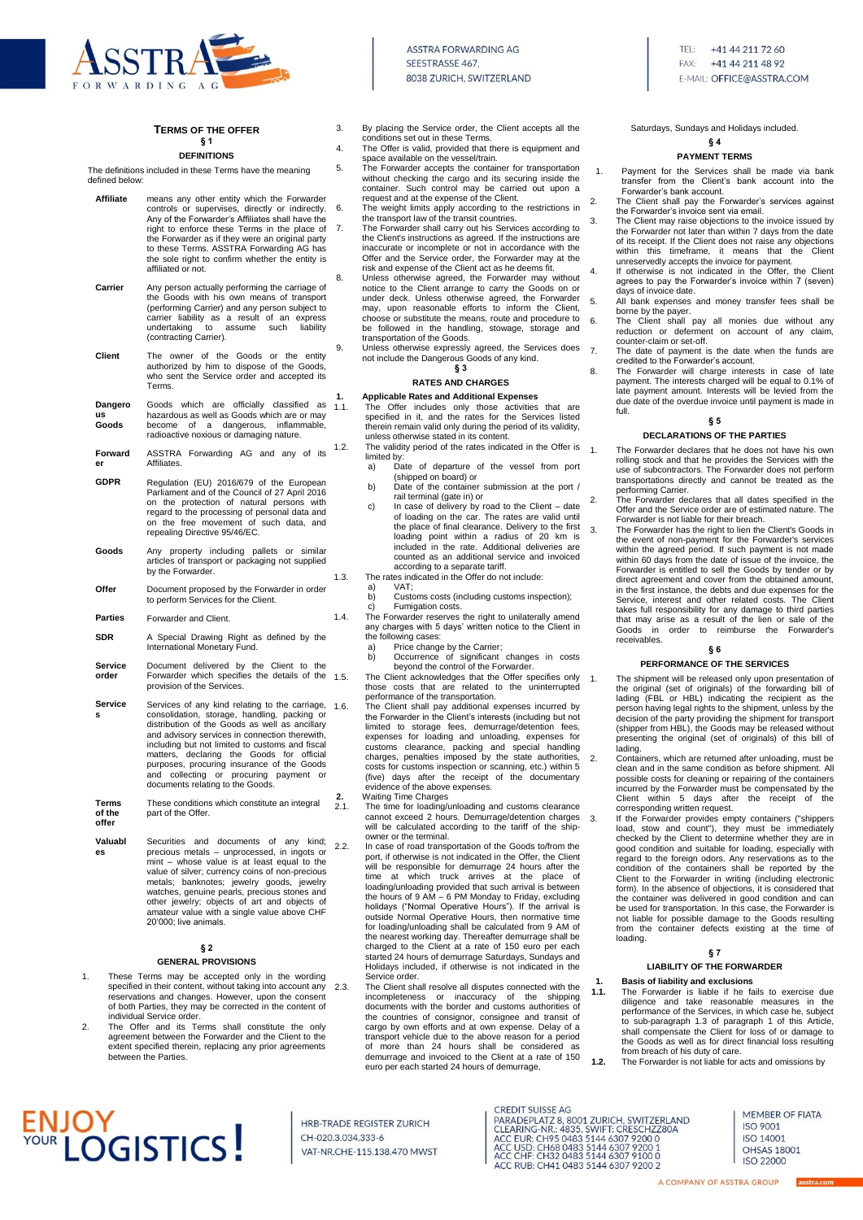# Terms of the Offer

## § 1

### DEFINITIONS

The definitions included in these Terms have the meaning defined below:

**Affiliate** means any other entity which the Forwarder controls or supervises, directly or indirectly. Any of the Forwarder's Affiliates shall have the right to enforce these Terms in the place of the Forwarder as if they were an original party to these Terms. ASSTRA Forwarding AG has the sole right to confirm whether the entity is affiliated or not.

**Carrier** Any person actually performing the carriage of the Goods with his own means of transport (performing Carrier) and any person subject to carrier liability as a result of an express undertaking to assume such liability (contracting Carrier).

**Client** The owner of the Goods or the entity authorized by him to dispose of the Goods, who sent the Service order and accepted its Terms.

**Dangerous Goods** Goods which are officially classified as hazardous as well as Goods which are or may become of a dangerous, inflammable, radioactive noxious or damaging nature.

**Forwarder** ASSTRA Forwarding AG and any of its Affiliates.

**GDPR** Regulation (EU) 2016/679 of the European Parliament and of the Council of 27 April 2016 on the protection of natural persons with regard to the processing of personal data and on the free movement of such data, and repealing Directive 95/46/EC.

**Goods** Any property including pallets or similar articles of transport or packaging not supplied by the Forwarder.

**Offer** Document proposed by the Forwarder in order to perform Services for the Client.

**Parties** Forwarder and Client.

**SDR** A Special Drawing Right as defined by the International Monetary Fund.

**Service order** Document delivered by the Client to the Forwarder which specifies the details of the provision of the Services.

**Services** Services of any kind relating to the carriage, consolidation, storage, handling, packing or distribution of the Goods as well as ancillary and advisory services in connection therewith, including but not limited to customs and fiscal matters, declaring the Goods for official purposes, procuring insurance of the Goods and collecting or procuring payment or documents relating to the Goods.

**Terms of the offer** These conditions which constitute an integral part of the Offer.

**Valuables** Securities and documents of any kind; precious metals – unprocessed, in ingots or mint – whose value is at least equal to the value of silver; currency coins of non-precious metals; banknotes; jewelry goods, jewelry watches, genuine pearls, precious stones and other jewelry; objects of art and objects of amateur value with a single value above CHF 20'000; live animals.

## § 2

### GENERAL PROVISIONS

1. These Terms may be accepted only in the wording specified in their content, without taking into account any reservations and changes. However, upon the consent of both Parties, they may be corrected in the content of individual Service order.
2. The Offer and its Terms shall constitute the only agreement between the Forwarder and the Client to the extent specified therein, replacing any prior agreements between the Parties.
3. By placing the Service order, the Client accepts all the conditions set out in these Terms.
4. The Offer is valid, provided that there is equipment and space available on the vessel/train.
5. The Forwarder accepts the container for transportation without checking the cargo and its securing inside the container. Such control may be carried out upon a request and at the expense of the Client.
6. The weight limits apply according to the restrictions in the transport law of the transit countries.
7. The Forwarder shall carry out his Services according to the Client's instructions as agreed. If the instructions are inaccurate or incomplete or not in accordance with the Offer and the Service order, the Forwarder may at the risk and expense of the Client act as he deems fit.
8. Unless otherwise agreed, the Forwarder may without notice to the Client arrange to carry the Goods on or under deck. Unless otherwise agreed, the Forwarder may, upon reasonable efforts to inform the Client, choose or substitute the means, route and procedure to be followed in the handling, stowage, storage and transportation of the Goods.
9. Unless otherwise expressly agreed, the Services does not include the Dangerous Goods of any kind.

## § 3

### RATES AND CHARGES

**1. Applicable Rates and Additional Expenses**

1.1. The Offer includes only those activities that are specified in it, and the rates for the Services listed therein remain valid only during the period of its validity, unless otherwise stated in its content.

1.2. The validity period of the rates indicated in the Offer is limited by:
   a) Date of departure of the vessel from port (shipped on board) or
   b) Date of the container submission at the port / rail terminal (gate in) or
   c) In case of delivery by road to the Client – date of loading on the car. The rates are valid until the place of final clearance. Delivery to the first loading point within a radius of 20 km is included in the rate. Additional deliveries are counted as an additional service and invoiced according to a separate tariff.

1.3. The rates indicated in the Offer do not include:
   a) VAT;
   b) Customs costs (including customs inspection);
   c) Fumigation costs.

1.4. The Forwarder reserves the right to unilaterally amend any charges with 5 days' written notice to the Client in the following cases:
   a) Price change by the Carrier;
   b) Occurrence of significant changes in costs beyond the control of the Forwarder.

1.5. The Client acknowledges that the Offer specifies only those costs that are related to the uninterrupted performance of the transportation.

1.6. The Client shall pay additional expenses incurred by the Forwarder in the Client's interests (including but not limited to storage fees, demurrage/detention fees, expenses for loading and unloading, expenses for customs clearance, packing and special handling charges, penalties imposed by the state authorities, costs for customs inspection or scanning, etc.) within 5 (five) days after the receipt of the documentary evidence of the above expenses.

**2. Waiting Time Charges**

2.1. The time for loading/unloading and customs clearance cannot exceed 2 hours. Demurrage/detention charges will be calculated according to the tariff of the ship-owner or the terminal.

2.2. In case of road transportation of the Goods to/from the port, if otherwise is not indicated in the Offer, the Client will be responsible for demurrage 24 hours after the time at which truck arrives at the place of loading/unloading provided that such arrival is between the hours of 9 AM – 6 PM Monday to Friday, excluding holidays ("Normal Operative Hours"). If the arrival is outside Normal Operative Hours, then normative time for loading/unloading shall be calculated from 9 AM of the nearest working day. Thereafter demurrage shall be charged to the Client at a rate of 150 euro per each started 24 hours of demurrage Saturdays, Sundays and Holidays included, if otherwise is not indicated in the Service order.

2.3. The Client shall resolve all disputes connected with the incompleteness or inaccuracy of the shipping documents with the border and customs authorities of the countries of consignor, consignee and transit of cargo by own efforts and at own expense. Delay of a transport vehicle due to the above reason for a period of more than 24 hours shall be considered as demurrage and invoiced to the Client at a rate of 150 euro per each started 24 hours of demurrage, Saturdays, Sundays and Holidays included.

## § 4

### PAYMENT TERMS

1. Payment for the Services shall be made via bank transfer from the Client's bank account into the Forwarder's bank account.
2. The Client shall pay the Forwarder's services against the Forwarder's invoice sent via email.
3. The Client may raise objections to the invoice issued by the Forwarder not later than within 7 days from the date of its receipt. If the Client does not raise any objections within this timeframe, it means that the Client unreservedly accepts the invoice for payment.
4. If otherwise is not indicated in the Offer, the Client agrees to pay the Forwarder's invoice within 7 (seven) days of invoice date.
5. All bank expenses and money transfer fees shall be borne by the payer.
6. The Client shall pay all monies due without any reduction or deferment on account of any claim, counter-claim or set-off.
7. The date of payment is the date when the funds are credited to the Forwarder's account.
8. The Forwarder will charge interests in case of late payment. The interests charged will be equal to 0.1% of late payment amount. Interests will be levied from the due date of the overdue invoice until payment is made in full.

## § 5

### DECLARATIONS OF THE PARTIES

1. The Forwarder declares that he does not have his own rolling stock and that he provides the Services with the use of subcontractors. The Forwarder does not perform transportations directly and cannot be treated as the performing Carrier.
2. The Forwarder declares that all dates specified in the Offer and the Service order are of estimated nature. The Forwarder is not liable for their breach.
3. The Forwarder has the right to lien the Client's Goods in the event of non-payment for the Forwarder's services within the agreed period. If such payment is not made within 60 days from the date of issue of the invoice, the Forwarder is entitled to sell the Goods by tender or by direct agreement and cover from the obtained amount, in the first instance, the debts and due expenses for the Service, interest and other related costs. The Client takes full responsibility for any damage to third parties that may arise as a result of the lien or sale of the Goods in order to reimburse the Forwarder's receivables.

## § 6

### PERFORMANCE OF THE SERVICES

1. The shipment will be released only upon presentation of the original (set of originals) of the forwarding bill of lading (FBL or HBL) indicating the recipient as the person having legal rights to the shipment, unless by the decision of the party providing the shipment for transport (shipper from HBL), the Goods may be released without presenting the original (set of originals) of this bill of lading.
2. Containers, which are returned after unloading, must be clean and in the same condition as before shipment. All possible costs for cleaning or repairing of the containers incurred by the Forwarder must be compensated by the Client within 5 days after the receipt of the corresponding written request.
3. If the Forwarder provides empty containers ("shippers load, stow and count"), they must be immediately checked by the Client to determine whether they are in good condition and suitable for loading, especially with regard to the foreign odors. Any reservations as to the condition of the containers shall be reported by the Client to the Forwarder in writing (including electronic form). In the absence of objections, it is considered that the container was delivered in good condition and can be used for transportation. In this case, the Forwarder is not liable for possible damage to the Goods resulting from the container defects existing at the time of loading.

## § 7

### LIABILITY OF THE FORWARDER

**1. Basis of liability and exclusions**

1.1. The Forwarder is liable if he fails to exercise due diligence and take reasonable measures in the performance of the Services, in which case he, subject to sub-paragraph 1.3 of paragraph 1 of this Article, shall compensate the Client for loss of or damage to the Goods as well as for direct financial loss resulting from breach of his duty of care.

1.2. The Forwarder is not liable for acts and omissions by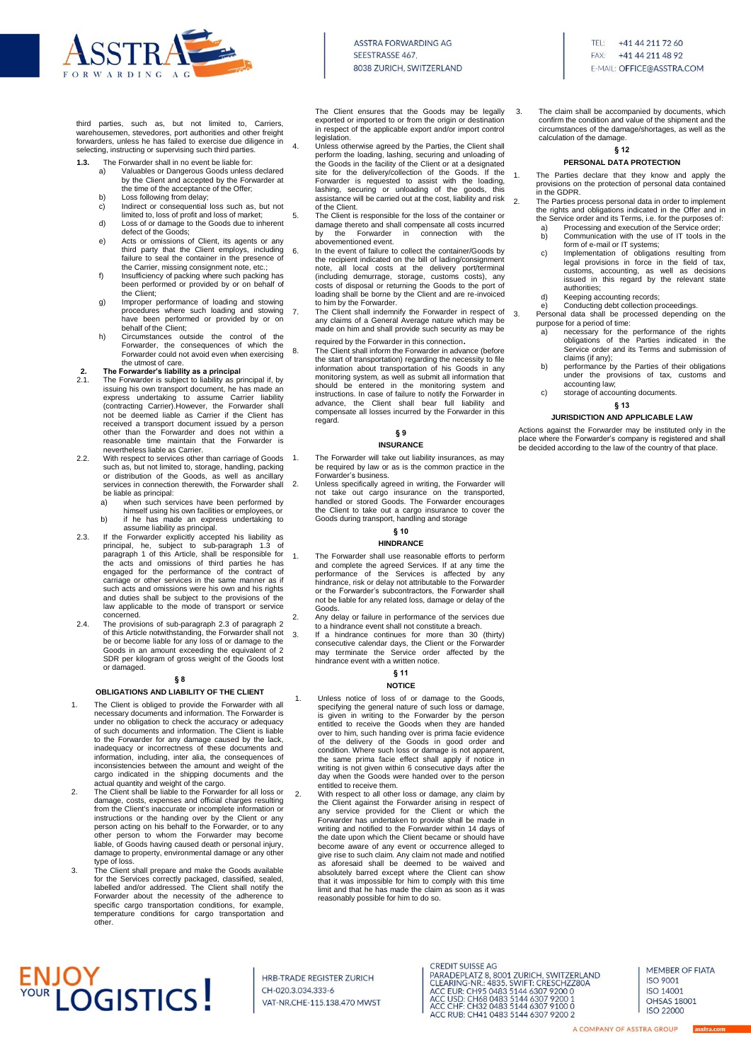third parties, such as, but not limited to, Carriers, warehousemen, stevedores, port authorities and other freight forwarders, unless he has failed to exercise due diligence in selecting, instructing or supervising such third parties.

**1.3.** The Forwarder shall in no event be liable for:

a) Valuables or Dangerous Goods unless declared by the Client and accepted by the Forwarder at the time of the acceptance of the Offer;

b) Loss following from delay;

c) Indirect or consequential loss such as, but not limited to, loss of profit and loss of market;

d) Loss of or damage to the Goods due to inherent defect of the Goods;

e) Acts or omissions of Client, its agents or any third party that the Client employs, including failure to seal the container in the presence of the Carrier, missing consignment note, etc.;

f) Insufficiency of packing where such packing has been performed or provided by or on behalf of the Client;

g) Improper performance of loading and stowing procedures where such loading and stowing have been performed or provided by or on behalf of the Client;

h) Circumstances outside the control of the Forwarder, the consequences of which the Forwarder could not avoid even when exercising the utmost of care.

**2. The Forwarder's liability as a principal**

2.1. The Forwarder is subject to liability as principal if, by issuing his own transport document, he has made an express undertaking to assume Carrier liability (contracting Carrier).However, the Forwarder shall not be deemed liable as Carrier if the Client has received a transport document issued by a person other than the Forwarder and does not within a reasonable time maintain that the Forwarder is nevertheless liable as Carrier.

2.2. With respect to services other than carriage of Goods such as, but not limited to, storage, handling, packing or distribution of the Goods, as well as ancillary services in connection therewith, the Forwarder shall be liable as principal:

a) when such services have been performed by himself using his own facilities or employees, or

b) if he has made an express undertaking to assume liability as principal.

2.3. If the Forwarder explicitly accepted his liability as principal, he, subject to sub-paragraph 1.3 of paragraph 1 of this Article, shall be responsible for the acts and omissions of third parties he has engaged for the performance of the contract of carriage or other services in the same manner as if such acts and omissions were his own and his rights and duties shall be subject to the provisions of the law applicable to the mode of transport or service concerned.

2.4. The provisions of sub-paragraph 2.3 of paragraph 2 of this Article notwithstanding, the Forwarder shall not be or become liable for any loss of or damage to the Goods in an amount exceeding the equivalent of 2 SDR per kilogram of gross weight of the Goods lost or damaged.

## § 8

## OBLIGATIONS AND LIABILITY OF THE CLIENT

1. The Client is obliged to provide the Forwarder with all necessary documents and information. The Forwarder is under no obligation to check the accuracy or adequacy of such documents and information. The Client is liable to the Forwarder for any damage caused by the lack, inadequacy or incorrectness of these documents and information, including, inter alia, the consequences of inconsistencies between the amount and weight of the cargo indicated in the shipping documents and the actual quantity and weight of the cargo.

2. The Client shall be liable to the Forwarder for all loss or damage, costs, expenses and official charges resulting from the Client's inaccurate or incomplete information or instructions or the handing over by the Client or any person acting on his behalf to the Forwarder, or to any other person to whom the Forwarder may become liable, of Goods having caused death or personal injury, damage to property, environmental damage or any other type of loss.

3. The Client shall prepare and make the Goods available for the Services correctly packaged, classified, sealed, labelled and/or addressed. The Client shall notify the Forwarder about the necessity of the adherence to specific cargo transportation conditions, for example, temperature conditions for cargo transportation and other. The Client ensures that the Goods may be legally exported or imported to or from the origin or destination in respect of the applicable export and/or import control legislation.

4. Unless otherwise agreed by the Parties, the Client shall perform the loading, lashing, securing and unloading of the Goods in the facility of the Client or at a designated site for the delivery/collection of the Goods. If the Forwarder is requested to assist with the loading, lashing, securing or unloading of the goods, this assistance will be carried out at the cost, liability and risk of the Client.

5. The Client is responsible for the loss of the container or damage thereto and shall compensate all costs incurred by the Forwarder in connection with the abovementioned event.

6. In the event of failure to collect the container/Goods by the recipient indicated on the bill of lading/consignment note, all local costs at the delivery port/terminal (including demurrage, storage, customs costs), any costs of disposal or returning the Goods to the port of loading shall be borne by the Client and are re-invoiced to him by the Forwarder.

7. The Client shall indemnify the Forwarder in respect of any claims of a General Average nature which may be made on him and shall provide such security as may be required by the Client to the Forwarder in this connection.

8. The Client shall inform the Forwarder in advance (before the start of transportation) regarding the necessity to file information about transportation of his Goods in any monitoring system, as well as submit all information that should be entered in the monitoring system and instructions. In case of failure to notify the Forwarder in advance, the Client shall bear full liability and compensate all losses incurred by the Forwarder in this regard.

## § 9

## INSURANCE

1. The Forwarder will take out liability insurances, as may be required by law or as is the common practice in the Forwarder's business.

2. Unless specifically agreed in writing, the Forwarder will not take out cargo insurance on the transported, handled or stored Goods. The Forwarder encourages the Client to take out a cargo insurance to cover the Goods during transport, handling and storage

## § 10

## HINDRANCE

1. The Forwarder shall use reasonable efforts to perform and complete the agreed Services. If at any time the performance of the Services is affected by any hindrance, risk or delay not attributable to the Forwarder or the Forwarder's subcontractors, the Forwarder shall not be liable for any related loss, damage or delay of the Goods.

2. Any delay or failure in performance of the services due to a hindrance event shall not constitute a breach.

3. If a hindrance continues for more than 30 (thirty) consecutive calendar days, the Client or the Forwarder may terminate the Service order affected by the hindrance event with a written notice.

## § 11

## NOTICE

1. Unless notice of loss of or damage to the Goods, specifying the general nature of such loss or damage, is given in writing to the Forwarder by the person entitled to receive the Goods when they are handed over to him, such handing over is prima facie evidence of the delivery of the Goods in good order and condition. Where such loss or damage is not apparent, the same prima facie effect shall apply if notice in writing is not given within 6 consecutive days after the day when the Goods were handed over to the person entitled to receive them.

2. With respect to all other loss or damage, any claim by the Client against the Forwarder arising in respect of any service provided for the Client or which the Forwarder has undertaken to provide shall be made in writing and notified to the Forwarder within 14 days of the date upon which the Client became or should have become aware of any event or occurrence alleged to give rise to such claim. Any claim not made and notified as aforesaid shall be deemed to be waived and absolutely barred except where the Client can show that it was impossible for him to comply with this time limit and that he has made the claim as soon as it was reasonably possible for him to do so.

3. The claim shall be accompanied by documents, which confirm the condition and value of the shipment and the circumstances of the damage/shortages, as well as the calculation of the damage.

## § 12

## PERSONAL DATA PROTECTION

1. The Parties declare that they know and apply the provisions on the protection of personal data contained in the GDPR.

2. The Parties process personal data in order to implement the rights and obligations indicated in the Offer and in the Service order and its Terms, i.e. for the purposes of:

a) Processing and execution of the Service order;

b) Communication with the use of IT tools in the form of e-mail or IT systems;

c) Implementation of obligations resulting from legal provisions in force in the field of tax, customs, accounting, as well as decisions issued in this regard by the relevant state authorities;

d) Keeping accounting records;

e) Conducting debt collection proceedings.

3. Personal data shall be processed depending on the purpose for a period of time:

a) necessary for the performance of the rights obligations of the Parties indicated in the Service order and its Terms and submission of claims (if any);

b) performance by the Parties of their obligations under the provisions of tax, customs and accounting law;

c) storage of accounting documents.

## § 13

## JURISDICTION AND APPLICABLE LAW

Actions against the Forwarder may be instituted only in the place where the Forwarder's company is registered and shall be decided according to the law of the country of that place.